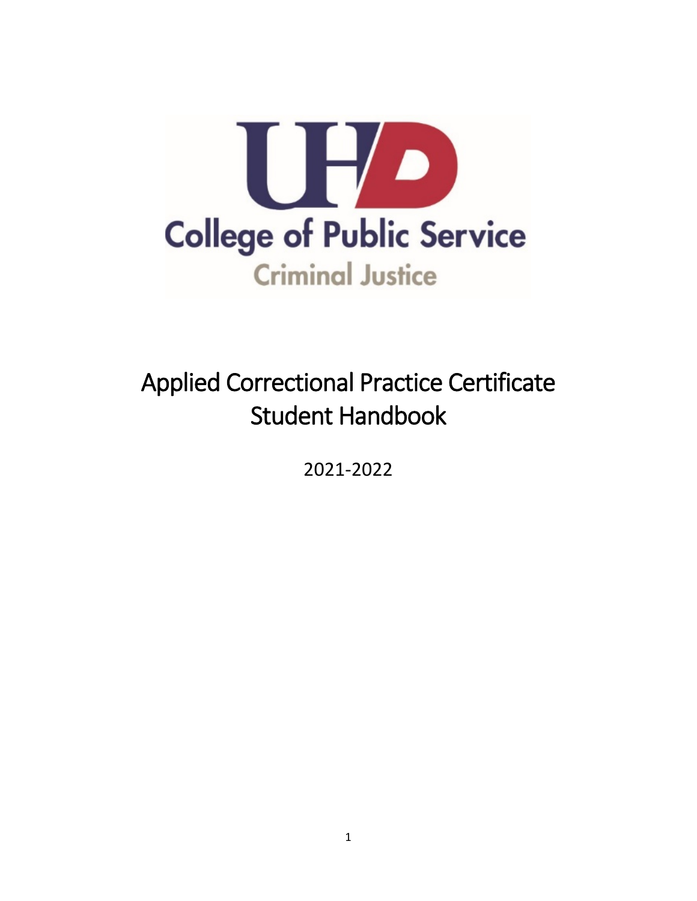UHD

College of Public Service

Criminal Justice

# Applied Correctional Practice Certificate Student Handbook

2021-2022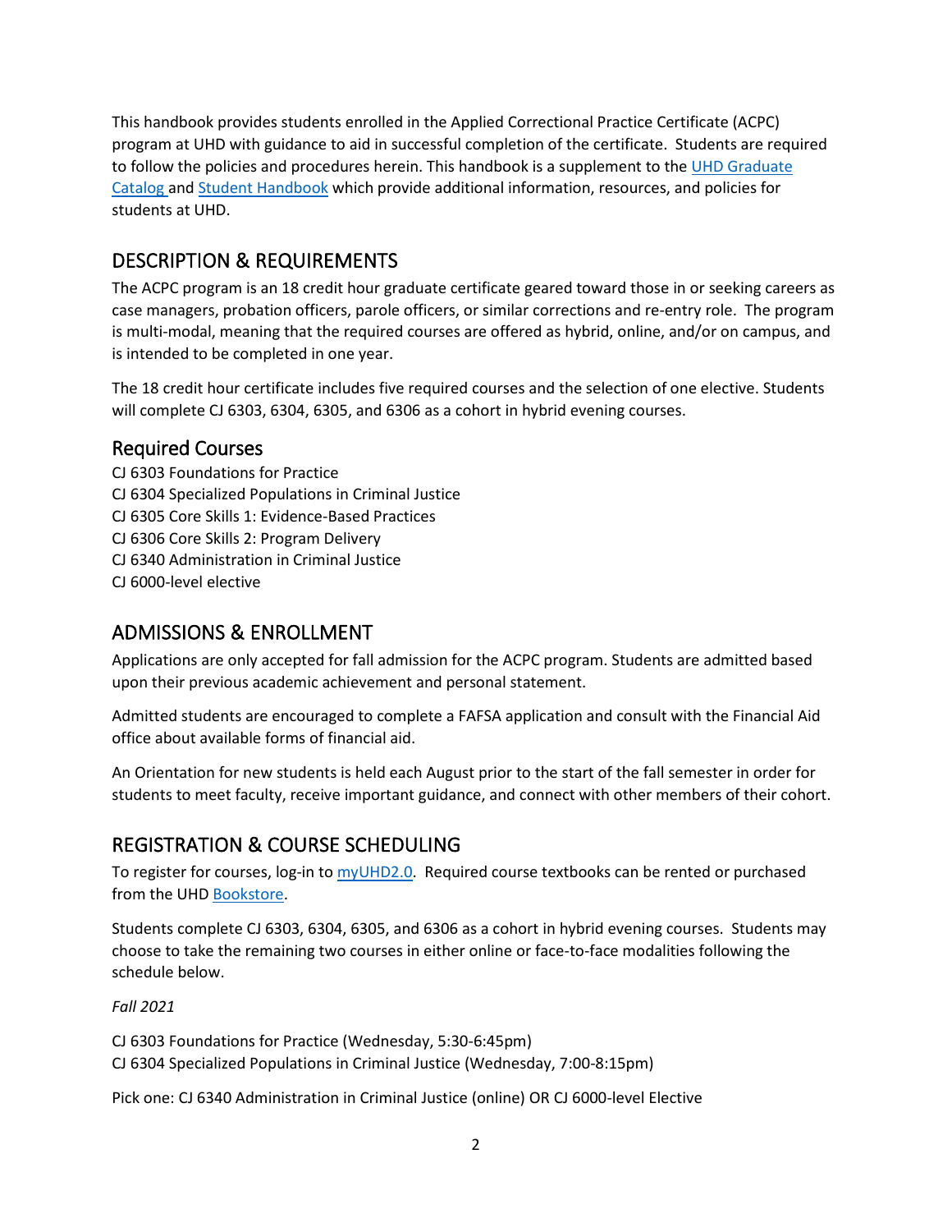This handbook provides students enrolled in the Applied Correctional Practice Certificate (ACPC) program at UHD with guidance to aid in successful completion of the certificate. Students are required to follow the policies and procedures herein. This handbook is a supplement to the [UHD Graduate Catalog](#) and [Student Handbook](#) which provide additional information, resources, and policies for students at UHD.

## DESCRIPTION & REQUIREMENTS

The ACPC program is an 18 credit hour graduate certificate geared toward those in or seeking careers as case managers, probation officers, parole officers, or similar corrections and re-entry role. The program is multi-modal, meaning that the required courses are offered as hybrid, online, and/or on campus, and is intended to be completed in one year.

The 18 credit hour certificate includes five required courses and the selection of one elective. Students will complete CJ 6303, 6304, 6305, and 6306 as a cohort in hybrid evening courses.

### Required Courses

CJ 6303 Foundations for Practice
CJ 6304 Specialized Populations in Criminal Justice
CJ 6305 Core Skills 1: Evidence-Based Practices
CJ 6306 Core Skills 2: Program Delivery
CJ 6340 Administration in Criminal Justice
CJ 6000-level elective

## ADMISSIONS & ENROLLMENT

Applications are only accepted for fall admission for the ACPC program. Students are admitted based upon their previous academic achievement and personal statement.

Admitted students are encouraged to complete a FAFSA application and consult with the Financial Aid office about available forms of financial aid.

An Orientation for new students is held each August prior to the start of the fall semester in order for students to meet faculty, receive important guidance, and connect with other members of their cohort.

## REGISTRATION & COURSE SCHEDULING

To register for courses, log-in to [myUHD2.0](#). Required course textbooks can be rented or purchased from the UHD [Bookstore](#).

Students complete CJ 6303, 6304, 6305, and 6306 as a cohort in hybrid evening courses. Students may choose to take the remaining two courses in either online or face-to-face modalities following the schedule below.

*Fall 2021*

CJ 6303 Foundations for Practice (Wednesday, 5:30-6:45pm)
CJ 6304 Specialized Populations in Criminal Justice (Wednesday, 7:00-8:15pm)

Pick one: CJ 6340 Administration in Criminal Justice (online) OR CJ 6000-level Elective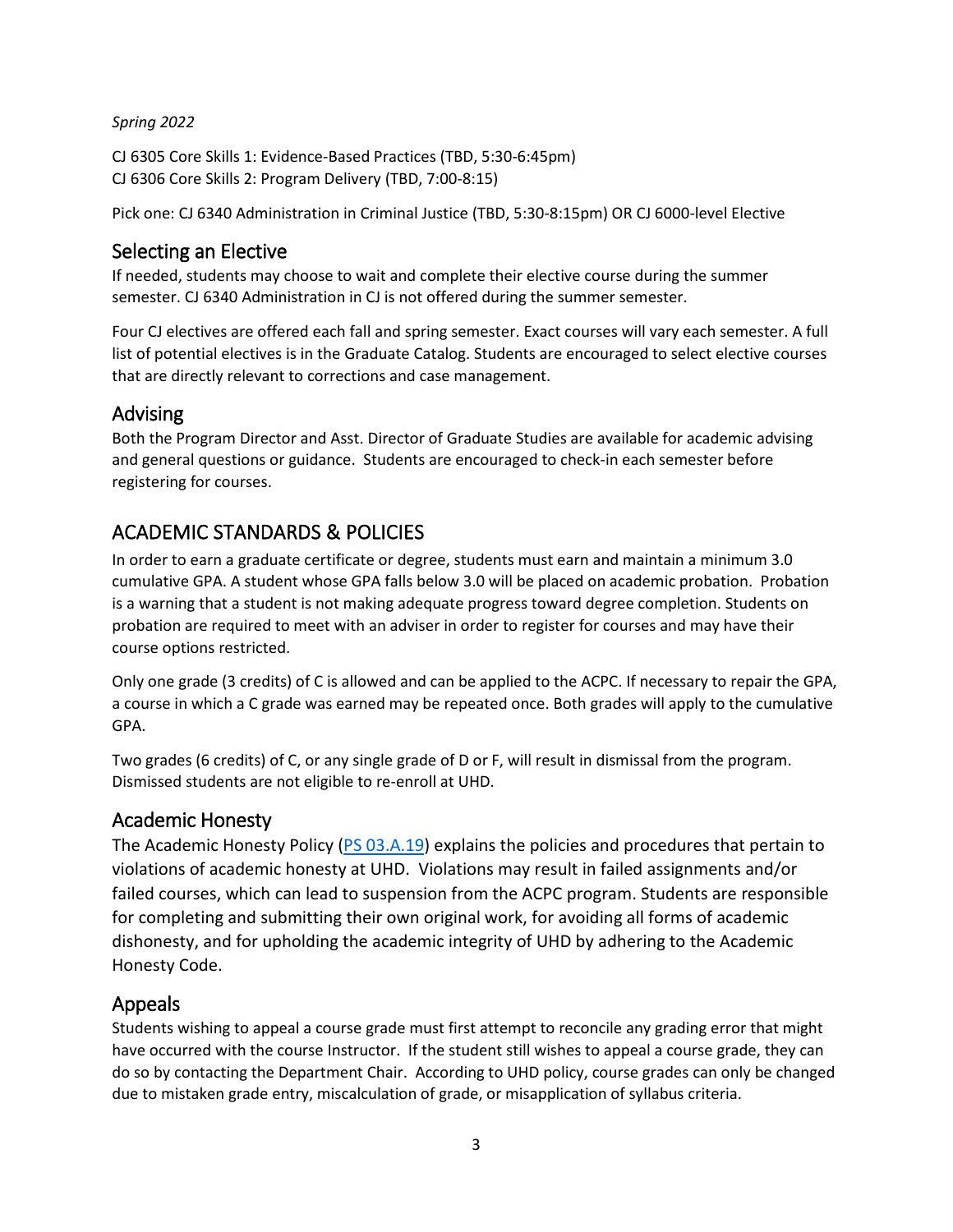*Spring 2022*

CJ 6305 Core Skills 1: Evidence-Based Practices (TBD, 5:30-6:45pm)
CJ 6306 Core Skills 2: Program Delivery (TBD, 7:00-8:15)

Pick one: CJ 6340 Administration in Criminal Justice (TBD, 5:30-8:15pm) OR CJ 6000-level Elective

## Selecting an Elective

If needed, students may choose to wait and complete their elective course during the summer semester. CJ 6340 Administration in CJ is not offered during the summer semester.

Four CJ electives are offered each fall and spring semester. Exact courses will vary each semester. A full list of potential electives is in the Graduate Catalog. Students are encouraged to select elective courses that are directly relevant to corrections and case management.

## Advising

Both the Program Director and Asst. Director of Graduate Studies are available for academic advising and general questions or guidance. Students are encouraged to check-in each semester before registering for courses.

# ACADEMIC STANDARDS & POLICIES

In order to earn a graduate certificate or degree, students must earn and maintain a minimum 3.0 cumulative GPA. A student whose GPA falls below 3.0 will be placed on academic probation. Probation is a warning that a student is not making adequate progress toward degree completion. Students on probation are required to meet with an adviser in order to register for courses and may have their course options restricted.

Only one grade (3 credits) of C is allowed and can be applied to the ACPC. If necessary to repair the GPA, a course in which a C grade was earned may be repeated once. Both grades will apply to the cumulative GPA.

Two grades (6 credits) of C, or any single grade of D or F, will result in dismissal from the program. Dismissed students are not eligible to re-enroll at UHD.

## Academic Honesty

The Academic Honesty Policy (PS 03.A.19) explains the policies and procedures that pertain to violations of academic honesty at UHD. Violations may result in failed assignments and/or failed courses, which can lead to suspension from the ACPC program. Students are responsible for completing and submitting their own original work, for avoiding all forms of academic dishonesty, and for upholding the academic integrity of UHD by adhering to the Academic Honesty Code.

## Appeals

Students wishing to appeal a course grade must first attempt to reconcile any grading error that might have occurred with the course Instructor. If the student still wishes to appeal a course grade, they can do so by contacting the Department Chair. According to UHD policy, course grades can only be changed due to mistaken grade entry, miscalculation of grade, or misapplication of syllabus criteria.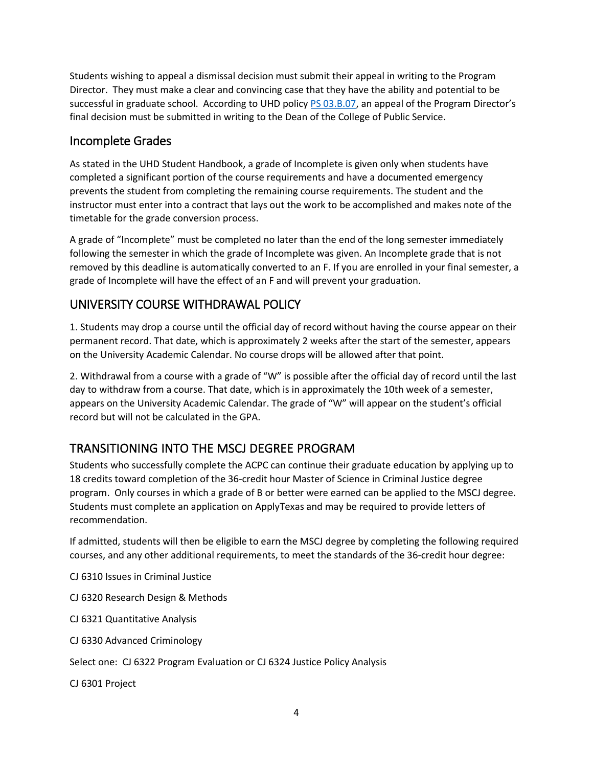Students wishing to appeal a dismissal decision must submit their appeal in writing to the Program Director. They must make a clear and convincing case that they have the ability and potential to be successful in graduate school. According to UHD policy PS 03.B.07, an appeal of the Program Director's final decision must be submitted in writing to the Dean of the College of Public Service.

## Incomplete Grades

As stated in the UHD Student Handbook, a grade of Incomplete is given only when students have completed a significant portion of the course requirements and have a documented emergency prevents the student from completing the remaining course requirements. The student and the instructor must enter into a contract that lays out the work to be accomplished and makes note of the timetable for the grade conversion process.

A grade of "Incomplete" must be completed no later than the end of the long semester immediately following the semester in which the grade of Incomplete was given. An Incomplete grade that is not removed by this deadline is automatically converted to an F. If you are enrolled in your final semester, a grade of Incomplete will have the effect of an F and will prevent your graduation.

## UNIVERSITY COURSE WITHDRAWAL POLICY

1. Students may drop a course until the official day of record without having the course appear on their permanent record. That date, which is approximately 2 weeks after the start of the semester, appears on the University Academic Calendar. No course drops will be allowed after that point.

2. Withdrawal from a course with a grade of "W" is possible after the official day of record until the last day to withdraw from a course. That date, which is in approximately the 10th week of a semester, appears on the University Academic Calendar. The grade of "W" will appear on the student's official record but will not be calculated in the GPA.

## TRANSITIONING INTO THE MSCJ DEGREE PROGRAM

Students who successfully complete the ACPC can continue their graduate education by applying up to 18 credits toward completion of the 36-credit hour Master of Science in Criminal Justice degree program. Only courses in which a grade of B or better were earned can be applied to the MSCJ degree. Students must complete an application on ApplyTexas and may be required to provide letters of recommendation.

If admitted, students will then be eligible to earn the MSCJ degree by completing the following required courses, and any other additional requirements, to meet the standards of the 36-credit hour degree:

CJ 6310 Issues in Criminal Justice

CJ 6320 Research Design & Methods

CJ 6321 Quantitative Analysis

CJ 6330 Advanced Criminology

Select one: CJ 6322 Program Evaluation or CJ 6324 Justice Policy Analysis

CJ 6301 Project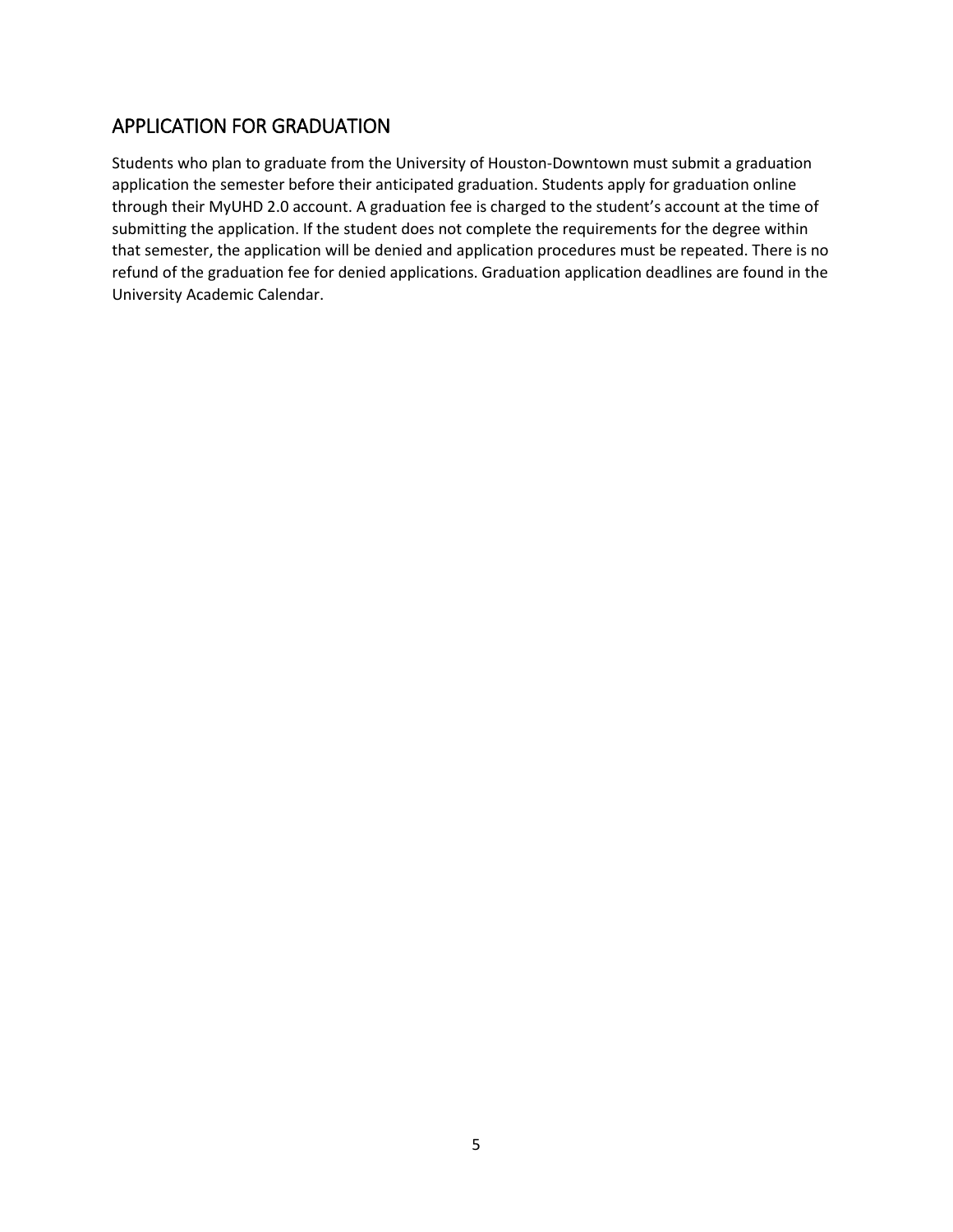## APPLICATION FOR GRADUATION

Students who plan to graduate from the University of Houston-Downtown must submit a graduation application the semester before their anticipated graduation. Students apply for graduation online through their MyUHD 2.0 account. A graduation fee is charged to the student's account at the time of submitting the application. If the student does not complete the requirements for the degree within that semester, the application will be denied and application procedures must be repeated. There is no refund of the graduation fee for denied applications. Graduation application deadlines are found in the University Academic Calendar.